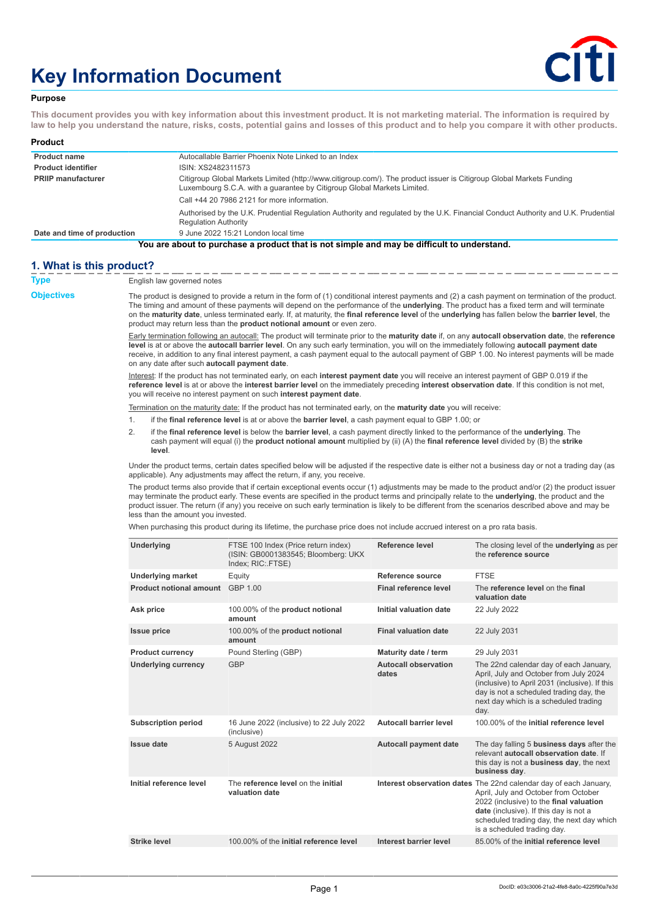# Key Information Document

**Purpose**

**This document provides you with key information about this investment product. It is not marketing material. The information is required by law to help you understand the nature, risks, costs, potential gains and losses of this product and to help you compare it with other products.**

**Product**

| | |
|---|---|
| **Product name** | Autocallable Barrier Phoenix Note Linked to an Index |
| **Product identifier** | ISIN: XS2482311573 |
| **PRIIP manufacturer** | Citigroup Global Markets Limited (http://www.citigroup.com/). The product issuer is Citigroup Global Markets Funding Luxembourg S.C.A. with a guarantee by Citigroup Global Markets Limited.<br>Call +44 20 7986 2121 for more information.<br>Authorised by the U.K. Prudential Regulation Authority and regulated by the U.K. Financial Conduct Authority and U.K. Prudential Regulation Authority |
| **Date and time of production** | 9 June 2022 15:21 London local time |

**You are about to purchase a product that is not simple and may be difficult to understand.**

## 1. What is this product?

**Type**

English law governed notes

**Objectives**

The product is designed to provide a return in the form of (1) conditional interest payments and (2) a cash payment on termination of the product. The timing and amount of these payments will depend on the performance of the **underlying**. The product has a fixed term and will terminate on the **maturity date**, unless terminated early. If, at maturity, the **final reference level** of the **underlying** has fallen below the **barrier level**, the product may return less than the **product notional amount** or even zero.

Early termination following an autocall: The product will terminate prior to the **maturity date** if, on any **autocall observation date**, the **reference level** is at or above the **autocall barrier level**. On any such early termination, you will on the immediately following **autocall payment date** receive, in addition to any final interest payment, a cash payment equal to the autocall payment of GBP 1.00. No interest payments will be made on any date after such **autocall payment date**.

Interest: If the product has not terminated early, on each **interest payment date** you will receive an interest payment of GBP 0.019 if the **reference level** is at or above the **interest barrier level** on the immediately preceding **interest observation date**. If this condition is not met, you will receive no interest payment on such **interest payment date**.

Termination on the maturity date: If the product has not terminated early, on the **maturity date** you will receive:

1. if the **final reference level** is at or above the **barrier level**, a cash payment equal to GBP 1.00; or
2. if the **final reference level** is below the **barrier level**, a cash payment directly linked to the performance of the **underlying**. The cash payment will equal (i) the **product notional amount** multiplied by (ii) (A) the **final reference level** divided by (B) the **strike level**.

Under the product terms, certain dates specified below will be adjusted if the respective date is either not a business day or not a trading day (as applicable). Any adjustments may affect the return, if any, you receive.

The product terms also provide that if certain exceptional events occur (1) adjustments may be made to the product and/or (2) the product issuer may terminate the product early. These events are specified in the product terms and principally relate to the **underlying**, the product and the product issuer. The return (if any) you receive on such early termination is likely to be different from the scenarios described above and may be less than the amount you invested.

When purchasing this product during its lifetime, the purchase price does not include accrued interest on a pro rata basis.

| | | | |
|---|---|---|---|
| **Underlying** | FTSE 100 Index (Price return index) (ISIN: GB0001383545; Bloomberg: UKX Index; RIC:.FTSE) | **Reference level** | The closing level of the **underlying** as per the **reference source** |
| **Underlying market** | Equity | **Reference source** | FTSE |
| **Product notional amount** | GBP 1.00 | **Final reference level** | The **reference level** on the **final valuation date** |
| **Ask price** | 100.00% of the **product notional amount** | **Initial valuation date** | 22 July 2022 |
| **Issue price** | 100.00% of the **product notional amount** | **Final valuation date** | 22 July 2031 |
| **Product currency** | Pound Sterling (GBP) | **Maturity date / term** | 29 July 2031 |
| **Underlying currency** | GBP | **Autocall observation dates** | The 22nd calendar day of each January, April, July and October from July 2024 (inclusive) to April 2031 (inclusive). If this day is not a scheduled trading day, the next day which is a scheduled trading day. |
| **Subscription period** | 16 June 2022 (inclusive) to 22 July 2022 (inclusive) | **Autocall barrier level** | 100.00% of the **initial reference level** |
| **Issue date** | 5 August 2022 | **Autocall payment date** | The day falling 5 **business days** after the relevant **autocall observation date**. If this day is not a **business day**, the next **business day**. |
| **Initial reference level** | The **reference level** on the **initial valuation date** | **Interest observation dates** | The 22nd calendar day of each January, April, July and October from October 2022 (inclusive) to the **final valuation date** (inclusive). If this day is not a scheduled trading day, the next day which is a scheduled trading day. |
| **Strike level** | 100.00% of the **initial reference level** | **Interest barrier level** | 85.00% of the **initial reference level** |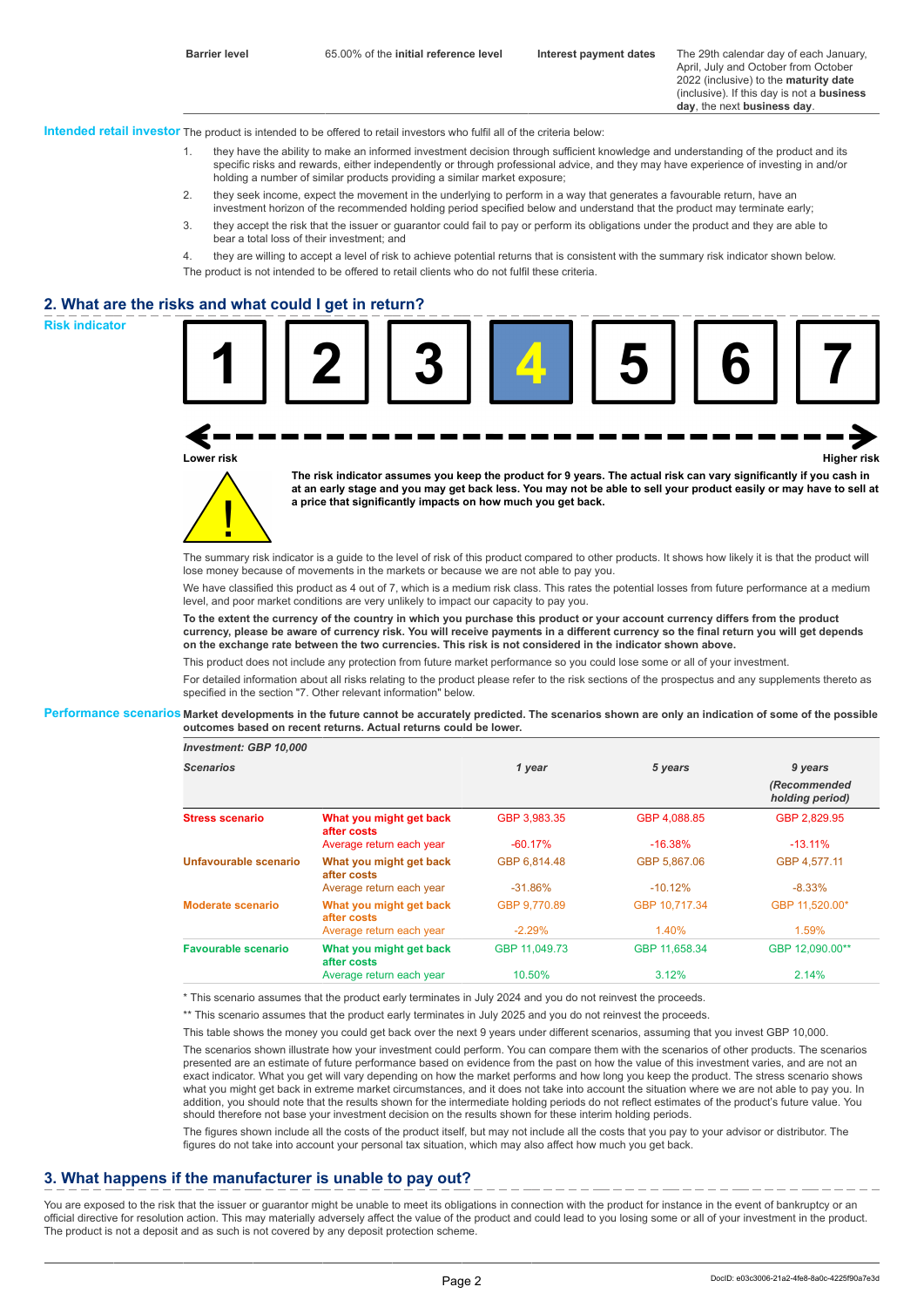| | | | |
|---|---|---|---|
| **Barrier level** | 65.00% of the **initial reference level** | **Interest payment dates** | The 29th calendar day of each January, April, July and October from October 2022 (inclusive) to the **maturity date** (inclusive). If this day is not a **business day**, the next **business day**. |

**Intended retail investor** The product is intended to be offered to retail investors who fulfil all of the criteria below:

1. they have the ability to make an informed investment decision through sufficient knowledge and understanding of the product and its specific risks and rewards, either independently or through professional advice, and they may have experience of investing in and/or holding a number of similar products providing a similar market exposure;
2. they seek income, expect the movement in the underlying to perform in a way that generates a favourable return, have an investment horizon of the recommended holding period specified below and understand that the product may terminate early;
3. they accept the risk that the issuer or guarantor could fail to pay or perform its obligations under the product and they are able to bear a total loss of their investment; and
4. they are willing to accept a level of risk to achieve potential returns that is consistent with the summary risk indicator shown below.

The product is not intended to be offered to retail clients who do not fulfil these criteria.

## 2. What are the risks and what could I get in return?

**Risk indicator**

1 | 2 | 3 | **4** | 5 | 6 | 7

Lower risk ← → Higher risk

**The risk indicator assumes you keep the product for 9 years. The actual risk can vary significantly if you cash in at an early stage and you may get back less. You may not be able to sell your product easily or may have to sell at a price that significantly impacts on how much you get back.**

The summary risk indicator is a guide to the level of risk of this product compared to other products. It shows how likely it is that the product will lose money because of movements in the markets or because we are not able to pay you.

We have classified this product as 4 out of 7, which is a medium risk class. This rates the potential losses from future performance at a medium level, and poor market conditions are very unlikely to impact our capacity to pay you.

**To the extent the currency of the country in which you purchase this product or your account currency differs from the product currency, please be aware of currency risk. You will receive payments in a different currency so the final return you will get depends on the exchange rate between the two currencies. This risk is not considered in the indicator shown above.**

This product does not include any protection from future market performance so you could lose some or all of your investment.

For detailed information about all risks relating to the product please refer to the risk sections of the prospectus and any supplements thereto as specified in the section "7. Other relevant information" below.

**Performance scenarios** **Market developments in the future cannot be accurately predicted. The scenarios shown are only an indication of some of the possible outcomes based on recent returns. Actual returns could be lower.**

| *Investment: GBP 10,000* | | | | |
|---|---|---|---|---|
| ***Scenarios*** | | ***1 year*** | ***5 years*** | ***9 years (Recommended holding period)*** |
| **Stress scenario** | **What you might get back after costs** | GBP 3,983.35 | GBP 4,088.85 | GBP 2,829.95 |
| | Average return each year | -60.17% | -16.38% | -13.11% |
| **Unfavourable scenario** | **What you might get back after costs** | GBP 6,814.48 | GBP 5,867.06 | GBP 4,577.11 |
| | Average return each year | -31.86% | -10.12% | -8.33% |
| **Moderate scenario** | **What you might get back after costs** | GBP 9,770.89 | GBP 10,717.34 | GBP 11,520.00* |
| | Average return each year | -2.29% | 1.40% | 1.59% |
| **Favourable scenario** | **What you might get back after costs** | GBP 11,049.73 | GBP 11,658.34 | GBP 12,090.00** |
| | Average return each year | 10.50% | 3.12% | 2.14% |

* This scenario assumes that the product early terminates in July 2024 and you do not reinvest the proceeds.

** This scenario assumes that the product early terminates in July 2025 and you do not reinvest the proceeds.

This table shows the money you could get back over the next 9 years under different scenarios, assuming that you invest GBP 10,000.

The scenarios shown illustrate how your investment could perform. You can compare them with the scenarios of other products. The scenarios presented are an estimate of future performance based on evidence from the past on how the value of this investment varies, and are not an exact indicator. What you get will vary depending on how the market performs and how long you keep the product. The stress scenario shows what you might get back in extreme market circumstances, and it does not take into account the situation where we are not able to pay you. In addition, you should note that the results shown for the intermediate holding periods do not reflect estimates of the product's future value. You should therefore not base your investment decision on the results shown for these interim holding periods.

The figures shown include all the costs of the product itself, but may not include all the costs that you pay to your advisor or distributor. The figures do not take into account your personal tax situation, which may also affect how much you get back.

## 3. What happens if the manufacturer is unable to pay out?

You are exposed to the risk that the issuer or guarantor might be unable to meet its obligations in connection with the product for instance in the event of bankruptcy or an official directive for resolution action. This may materially adversely affect the value of the product and could lead to you losing some or all of your investment in the product. The product is not a deposit and as such is not covered by any deposit protection scheme.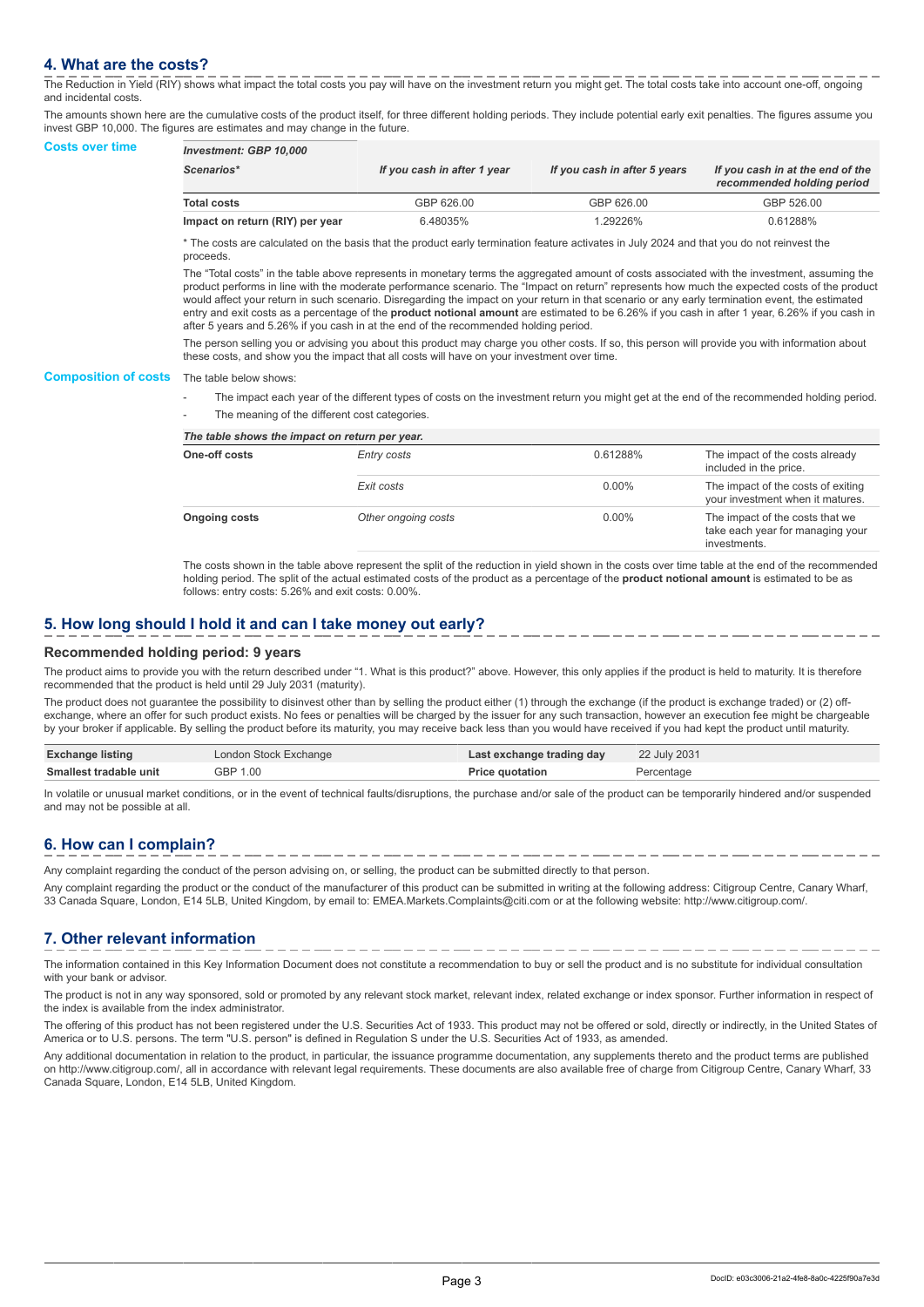## 4. What are the costs?

The Reduction in Yield (RIY) shows what impact the total costs you pay will have on the investment return you might get. The total costs take into account one-off, ongoing and incidental costs.

The amounts shown here are the cumulative costs of the product itself, for three different holding periods. They include potential early exit penalties. The figures assume you invest GBP 10,000. The figures are estimates and may change in the future.

**Costs over time**

| *Investment: GBP 10,000* | | | |
|---|---|---|---|
| ***Scenarios**** | ***If you cash in after 1 year*** | ***If you cash in after 5 years*** | ***If you cash in at the end of the recommended holding period*** |
| **Total costs** | GBP 626.00 | GBP 626.00 | GBP 526.00 |
| **Impact on return (RIY) per year** | 6.48035% | 1.29226% | 0.61288% |

* The costs are calculated on the basis that the product early termination feature activates in July 2024 and that you do not reinvest the proceeds.

The "Total costs" in the table above represents in monetary terms the aggregated amount of costs associated with the investment, assuming the product performs in line with the moderate performance scenario. The "Impact on return" represents how much the expected costs of the product would affect your return in such scenario. Disregarding the impact on your return in that scenario or any early termination event, the estimated entry and exit costs as a percentage of the **product notional amount** are estimated to be 6.26% if you cash in after 1 year, 6.26% if you cash in after 5 years and 5.26% if you cash in at the end of the recommended holding period.

The person selling you or advising you about this product may charge you other costs. If so, this person will provide you with information about these costs, and show you the impact that all costs will have on your investment over time.

**Composition of costs**

The table below shows:

- The impact each year of the different types of costs on the investment return you might get at the end of the recommended holding period.
- The meaning of the different cost categories.

| *The table shows the impact on return per year.* | | | |
|---|---|---|---|
| **One-off costs** | *Entry costs* | 0.61288% | The impact of the costs already included in the price. |
| | *Exit costs* | 0.00% | The impact of the costs of exiting your investment when it matures. |
| **Ongoing costs** | *Other ongoing costs* | 0.00% | The impact of the costs that we take each year for managing your investments. |

The costs shown in the table above represent the split of the reduction in yield shown in the costs over time table at the end of the recommended holding period. The split of the actual estimated costs of the product as a percentage of the **product notional amount** is estimated to be as follows: entry costs: 5.26% and exit costs: 0.00%.

## 5. How long should I hold it and can I take money out early?

### Recommended holding period: 9 years

The product aims to provide you with the return described under "1. What is this product?" above. However, this only applies if the product is held to maturity. It is therefore recommended that the product is held until 29 July 2031 (maturity).

The product does not guarantee the possibility to disinvest other than by selling the product either (1) through the exchange (if the product is exchange traded) or (2) off-exchange, where an offer for such product exists. No fees or penalties will be charged by the issuer for any such transaction, however an execution fee might be chargeable by your broker if applicable. By selling the product before its maturity, you may receive back less than you would have received if you had kept the product until maturity.

| | | | |
|---|---|---|---|
| **Exchange listing** | London Stock Exchange | **Last exchange trading day** | 22 July 2031 |
| **Smallest tradable unit** | GBP 1.00 | **Price quotation** | Percentage |

In volatile or unusual market conditions, or in the event of technical faults/disruptions, the purchase and/or sale of the product can be temporarily hindered and/or suspended and may not be possible at all.

## 6. How can I complain?

Any complaint regarding the conduct of the person advising on, or selling, the product can be submitted directly to that person.

Any complaint regarding the product or the conduct of the manufacturer of this product can be submitted in writing at the following address: Citigroup Centre, Canary Wharf, 33 Canada Square, London, E14 5LB, United Kingdom, by email to: EMEA.Markets.Complaints@citi.com or at the following website: http://www.citigroup.com/.

## 7. Other relevant information

The information contained in this Key Information Document does not constitute a recommendation to buy or sell the product and is no substitute for individual consultation with your bank or advisor.

The product is not in any way sponsored, sold or promoted by any relevant stock market, relevant index, related exchange or index sponsor. Further information in respect of the index is available from the index administrator.

The offering of this product has not been registered under the U.S. Securities Act of 1933. This product may not be offered or sold, directly or indirectly, in the United States of America or to U.S. persons. The term "U.S. person" is defined in Regulation S under the U.S. Securities Act of 1933, as amended.

Any additional documentation in relation to the product, in particular, the issuance programme documentation, any supplements thereto and the product terms are published on http://www.citigroup.com/, all in accordance with relevant legal requirements. These documents are also available free of charge from Citigroup Centre, Canary Wharf, 33 Canada Square, London, E14 5LB, United Kingdom.